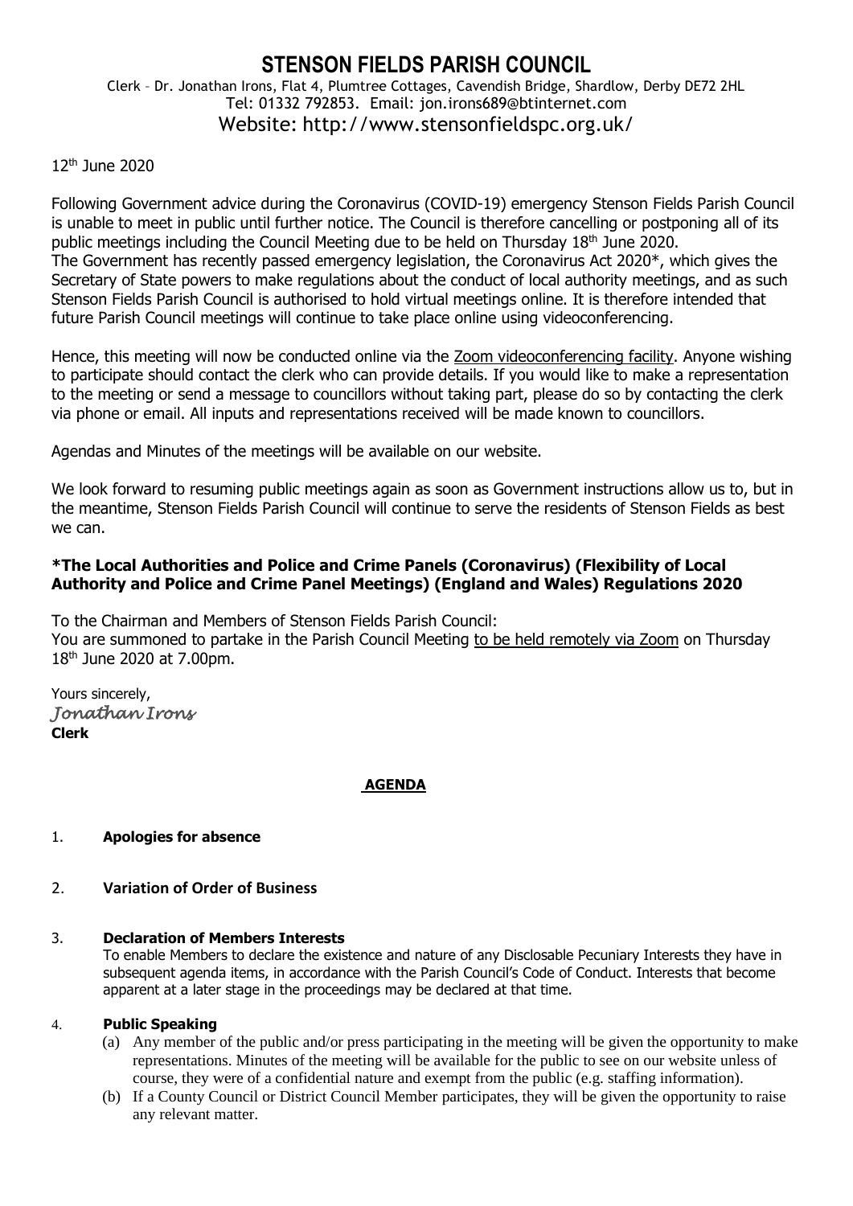# STENSON FIELDS PARISH COUNCIL

Clerk – Dr. Jonathan Irons, Flat 4, Plumtree Cottages, Cavendish Bridge, Shardlow, Derby DE72 2HL
Tel: 01332 792853. Email: jon.irons689@btinternet.com
Website: http://www.stensonfieldspc.org.uk/

12th June 2020

Following Government advice during the Coronavirus (COVID-19) emergency Stenson Fields Parish Council is unable to meet in public until further notice. The Council is therefore cancelling or postponing all of its public meetings including the Council Meeting due to be held on Thursday 18th June 2020.
The Government has recently passed emergency legislation, the Coronavirus Act 2020*, which gives the Secretary of State powers to make regulations about the conduct of local authority meetings, and as such Stenson Fields Parish Council is authorised to hold virtual meetings online. It is therefore intended that future Parish Council meetings will continue to take place online using videoconferencing.

Hence, this meeting will now be conducted online via the Zoom videoconferencing facility. Anyone wishing to participate should contact the clerk who can provide details. If you would like to make a representation to the meeting or send a message to councillors without taking part, please do so by contacting the clerk via phone or email. All inputs and representations received will be made known to councillors.

Agendas and Minutes of the meetings will be available on our website.

We look forward to resuming public meetings again as soon as Government instructions allow us to, but in the meantime, Stenson Fields Parish Council will continue to serve the residents of Stenson Fields as best we can.

**\*The Local Authorities and Police and Crime Panels (Coronavirus) (Flexibility of Local Authority and Police and Crime Panel Meetings) (England and Wales) Regulations 2020**

To the Chairman and Members of Stenson Fields Parish Council:
You are summoned to partake in the Parish Council Meeting to be held remotely via Zoom on Thursday 18th June 2020 at 7.00pm.

Yours sincerely,
*Jonathan Irons*
**Clerk**

## AGENDA

1. **Apologies for absence**

2. **Variation of Order of Business**

3. **Declaration of Members Interests**
   To enable Members to declare the existence and nature of any Disclosable Pecuniary Interests they have in subsequent agenda items, in accordance with the Parish Council's Code of Conduct. Interests that become apparent at a later stage in the proceedings may be declared at that time.

4. **Public Speaking**
   (a) Any member of the public and/or press participating in the meeting will be given the opportunity to make representations. Minutes of the meeting will be available for the public to see on our website unless of course, they were of a confidential nature and exempt from the public (e.g. staffing information).
   (b) If a County Council or District Council Member participates, they will be given the opportunity to raise any relevant matter.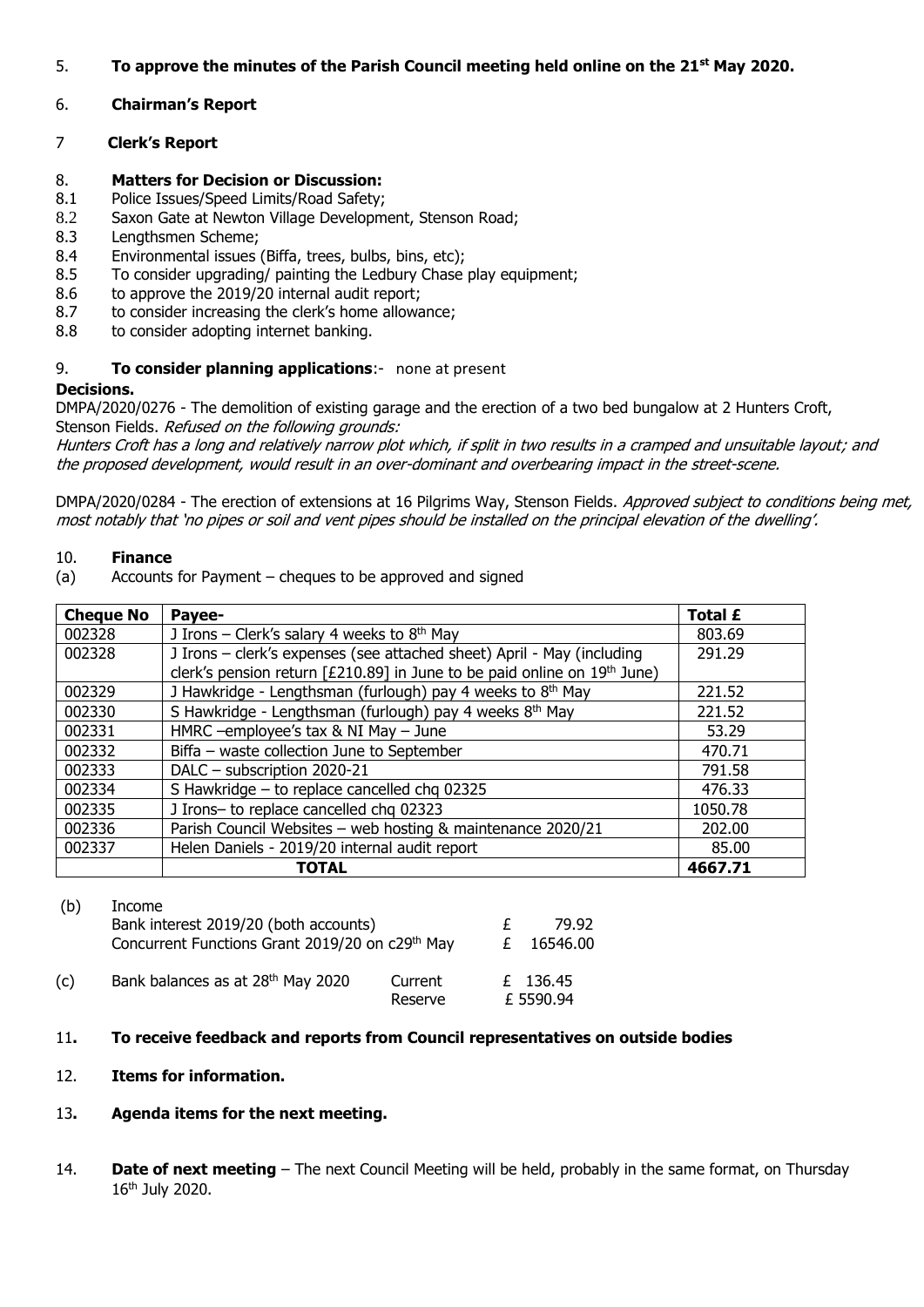5. **To approve the minutes of the Parish Council meeting held online on the 21st May 2020.**

6. **Chairman's Report**

7 **Clerk's Report**

8. **Matters for Decision or Discussion:**

8.1 Police Issues/Speed Limits/Road Safety;
8.2 Saxon Gate at Newton Village Development, Stenson Road;
8.3 Lengthsmen Scheme;
8.4 Environmental issues (Biffa, trees, bulbs, bins, etc);
8.5 To consider upgrading/ painting the Ledbury Chase play equipment;
8.6 to approve the 2019/20 internal audit report;
8.7 to consider increasing the clerk's home allowance;
8.8 to consider adopting internet banking.

9. **To consider planning applications**:- none at present

**Decisions.**

DMPA/2020/0276 - The demolition of existing garage and the erection of a two bed bungalow at 2 Hunters Croft, Stenson Fields. *Refused on the following grounds:*

*Hunters Croft has a long and relatively narrow plot which, if split in two results in a cramped and unsuitable layout; and the proposed development, would result in an over-dominant and overbearing impact in the street-scene.*

DMPA/2020/0284 - The erection of extensions at 16 Pilgrims Way, Stenson Fields. *Approved subject to conditions being met, most notably that 'no pipes or soil and vent pipes should be installed on the principal elevation of the dwelling'.*

10. **Finance**

(a) Accounts for Payment – cheques to be approved and signed

| Cheque No | Payee- | Total £ |
|---|---|---|
| 002328 | J Irons – Clerk's salary 4 weeks to 8th May | 803.69 |
| 002328 | J Irons – clerk's expenses (see attached sheet) April - May (including clerk's pension return [£210.89] in June to be paid online on 19th June) | 291.29 |
| 002329 | J Hawkridge - Lengthsman (furlough) pay 4 weeks to 8th May | 221.52 |
| 002330 | S Hawkridge - Lengthsman (furlough) pay 4 weeks 8th May | 221.52 |
| 002331 | HMRC –employee's tax & NI May – June | 53.29 |
| 002332 | Biffa – waste collection June to September | 470.71 |
| 002333 | DALC – subscription 2020-21 | 791.58 |
| 002334 | S Hawkridge – to replace cancelled chq 02325 | 476.33 |
| 002335 | J Irons– to replace cancelled chq 02323 | 1050.78 |
| 002336 | Parish Council Websites – web hosting & maintenance 2020/21 | 202.00 |
| 002337 | Helen Daniels - 2019/20 internal audit report | 85.00 |
| | **TOTAL** | **4667.71** |

(b) Income

Bank interest 2019/20 (both accounts) £ 79.92

Concurrent Functions Grant 2019/20 on c29th May £ 16546.00

(c) Bank balances as at 28th May 2020 Current £ 136.45

Reserve £ 5590.94

11. **To receive feedback and reports from Council representatives on outside bodies**

12. **Items for information.**

13. **Agenda items for the next meeting.**

14. **Date of next meeting** – The next Council Meeting will be held, probably in the same format, on Thursday 16th July 2020.